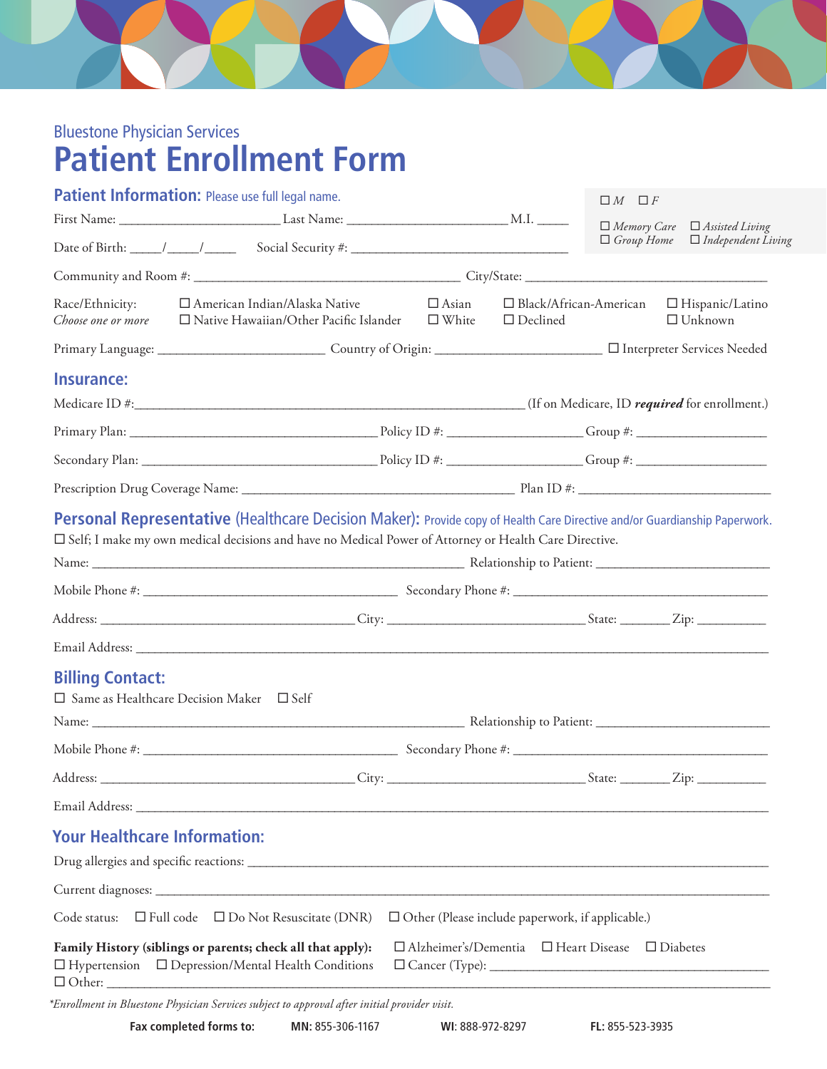Bluestone Physician Services

# Patient Enrollment Form

## Patient Information: Please use full legal name.

☐ *M* ☐ *F*

☐ *Memory Care* ☐ *Assisted Living*
☐ *Group Home* ☐ *Independent Living*

First Name: ________________________ Last Name: ________________________ M.I. _____

Date of Birth: _____/_____/_____ Social Security #: ________________________________

Community and Room #: ________________________________________ City/State: ________________________________

Race/Ethnicity: *Choose one or more*
☐ American Indian/Alaska Native ☐ Asian ☐ Black/African-American ☐ Hispanic/Latino
☐ Native Hawaiian/Other Pacific Islander ☐ White ☐ Declined ☐ Unknown

Primary Language: ________________________ Country of Origin: ________________________ ☐ Interpreter Services Needed

## Insurance:

Medicare ID #:__________________________________________________ (If on Medicare, ID ***required*** for enrollment.)

Primary Plan: ____________________________________ Policy ID #: ____________________ Group #: ____________________

Secondary Plan: __________________________________ Policy ID #: ____________________ Group #: ____________________

Prescription Drug Coverage Name: ________________________________________ Plan ID #: ____________________________

## Personal Representative (Healthcare Decision Maker): Provide copy of Health Care Directive and/or Guardianship Paperwork.

☐ Self; I make my own medical decisions and have no Medical Power of Attorney or Health Care Directive.

Name: ________________________________________________________ Relationship to Patient: ___________________________

Mobile Phone #: ______________________________________ Secondary Phone #: ______________________________________

Address: ______________________________________ City: ______________________________ State: _______ Zip: __________

Email Address: ________________________________________________________________________________________________

## Billing Contact:

☐ Same as Healthcare Decision Maker ☐ Self

Name: ________________________________________________________ Relationship to Patient: ___________________________

Mobile Phone #: ______________________________________ Secondary Phone #: ______________________________________

Address: ______________________________________ City: ______________________________ State: _______ Zip: __________

Email Address: ________________________________________________________________________________________________

## Your Healthcare Information:

Drug allergies and specific reactions: _________________________________________________________________________

Current diagnoses: _______________________________________________________________________________________________

Code status: ☐ Full code ☐ Do Not Resuscitate (DNR) ☐ Other (Please include paperwork, if applicable.)

**Family History (siblings or parents; check all that apply):** ☐ Alzheimer's/Dementia ☐ Heart Disease ☐ Diabetes
☐ Hypertension ☐ Depression/Mental Health Conditions ☐ Cancer (Type): ________________________________________
☐ Other: ______________________________________________________________________________________________________

*\*Enrollment in Bluestone Physician Services subject to approval after initial provider visit.*

**Fax completed forms to:** **MN:** 855-306-1167 **WI:** 888-972-8297 **FL:** 855-523-3935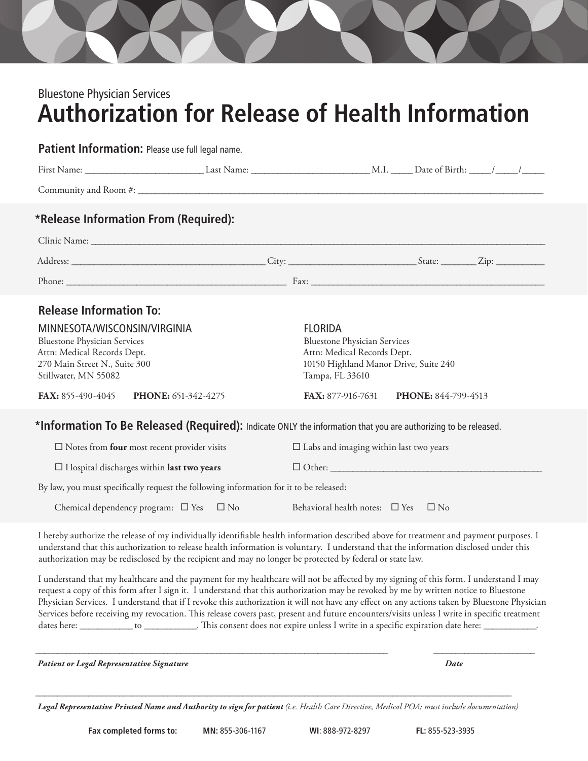Bluestone Physician Services

# Authorization for Release of Health Information

## Patient Information: Please use full legal name.

First Name: _________________________ Last Name: _________________________ M.I. _____ Date of Birth: _____/_____/_____

Community and Room #: ____________________________________________________________________________________________

## *Release Information From (Required):

Clinic Name: ____________________________________________________________________________________________________

Address: __________________________________________ City: ____________________________ State: ________ Zip: ___________

Phone: __________________________________________________ Fax: ____________________________________________________

## Release Information To:

**MINNESOTA/WISCONSIN/VIRGINIA**
Bluestone Physician Services
Attn: Medical Records Dept.
270 Main Street N., Suite 300
Stillwater, MN 55082

**FAX:** 855-490-4045 **PHONE:** 651-342-4275

**FLORIDA**
Bluestone Physician Services
Attn: Medical Records Dept.
10150 Highland Manor Drive, Suite 240
Tampa, FL 33610

**FAX:** 877-916-7631 **PHONE:** 844-799-4513

## *Information To Be Released (Required): Indicate ONLY the information that you are authorizing to be released.

☐ Notes from **four** most recent provider visits

☐ Labs and imaging within last two years

☐ Hospital discharges within **last two years**

☐ Other: ______________________________________________

By law, you must specifically request the following information for it to be released:

Chemical dependency program: ☐ Yes ☐ No Behavioral health notes: ☐ Yes ☐ No

I hereby authorize the release of my individually identifiable health information described above for treatment and payment purposes. I understand that this authorization to release health information is voluntary. I understand that the information disclosed under this authorization may be redisclosed by the recipient and may no longer be protected by federal or state law.

I understand that my healthcare and the payment for my healthcare will not be affected by my signing of this form. I understand I may request a copy of this form after I sign it. I understand that this authorization may be revoked by me by written notice to Bluestone Physician Services. I understand that if I revoke this authorization it will not have any effect on any actions taken by Bluestone Physician Services before receiving my revocation. This release covers past, present and future encounters/visits unless I write in specific treatment dates here: ___________ to ___________. This consent does not expire unless I write in a specific expiration date here: ___________.

_________________________________________________________________________________ ______________________

***Patient or Legal Representative Signature*** ***Date***

_____________________________________________________________________________________________________________

***Legal Representative Printed Name and Authority to sign for patient*** *(i.e. Health Care Directive, Medical POA; must include documentation)*

**Fax completed forms to:** **MN:** 855-306-1167 **WI:** 888-972-8297 **FL:** 855-523-3935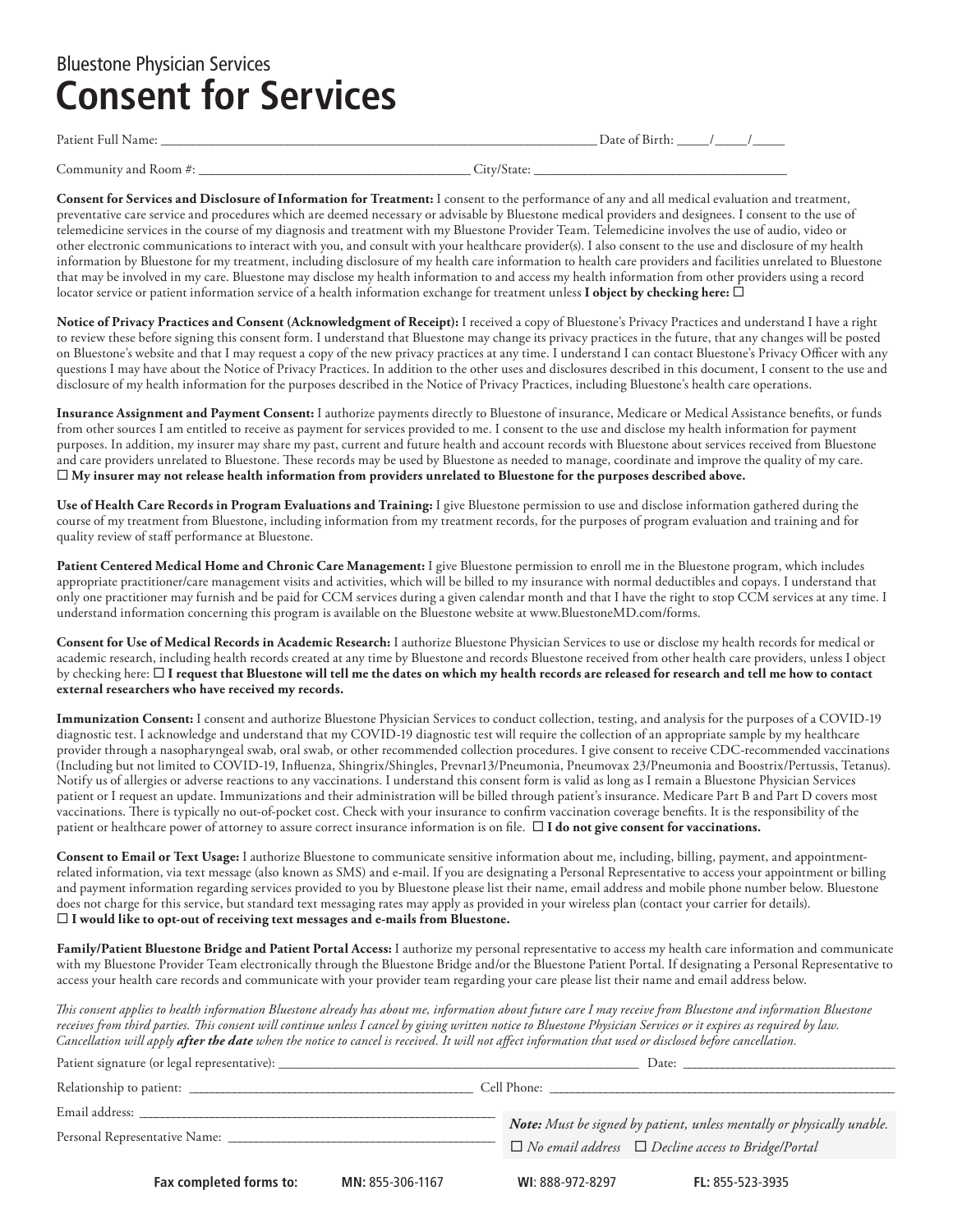Bluestone Physician Services

# Consent for Services

Patient Full Name: ___________________________________________________________________ Date of Birth: _____/_____/_____

Community and Room #: ________________________________________ City/State: ______________________________________

**Consent for Services and Disclosure of Information for Treatment:** I consent to the performance of any and all medical evaluation and treatment, preventative care service and procedures which are deemed necessary or advisable by Bluestone medical providers and designees. I consent to the use of telemedicine services in the course of my diagnosis and treatment with my Bluestone Provider Team. Telemedicine involves the use of audio, video or other electronic communications to interact with you, and consult with your healthcare provider(s). I also consent to the use and disclosure of my health information by Bluestone for my treatment, including disclosure of my health care information to health care providers and facilities unrelated to Bluestone that may be involved in my care. Bluestone may disclose my health information to and access my health information from other providers using a record locator service or patient information service of a health information exchange for treatment unless **I object by checking here: ☐**

**Notice of Privacy Practices and Consent (Acknowledgment of Receipt):** I received a copy of Bluestone's Privacy Practices and understand I have a right to review these before signing this consent form. I understand that Bluestone may change its privacy practices in the future, that any changes will be posted on Bluestone's website and that I may request a copy of the new privacy practices at any time. I understand I can contact Bluestone's Privacy Officer with any questions I may have about the Notice of Privacy Practices. In addition to the other uses and disclosures described in this document, I consent to the use and disclosure of my health information for the purposes described in the Notice of Privacy Practices, including Bluestone's health care operations.

**Insurance Assignment and Payment Consent:** I authorize payments directly to Bluestone of insurance, Medicare or Medical Assistance benefits, or funds from other sources I am entitled to receive as payment for services provided to me. I consent to the use and disclose my health information for payment purposes. In addition, my insurer may share my past, current and future health and account records with Bluestone about services received from Bluestone and care providers unrelated to Bluestone. These records may be used by Bluestone as needed to manage, coordinate and improve the quality of my care.
**☐ My insurer may not release health information from providers unrelated to Bluestone for the purposes described above.**

**Use of Health Care Records in Program Evaluations and Training:** I give Bluestone permission to use and disclose information gathered during the course of my treatment from Bluestone, including information from my treatment records, for the purposes of program evaluation and training and for quality review of staff performance at Bluestone.

**Patient Centered Medical Home and Chronic Care Management:** I give Bluestone permission to enroll me in the Bluestone program, which includes appropriate practitioner/care management visits and activities, which will be billed to my insurance with normal deductibles and copays. I understand that only one practitioner may furnish and be paid for CCM services during a given calendar month and that I have the right to stop CCM services at any time. I understand information concerning this program is available on the Bluestone website at www.BluestoneMD.com/forms.

**Consent for Use of Medical Records in Academic Research:** I authorize Bluestone Physician Services to use or disclose my health records for medical or academic research, including health records created at any time by Bluestone and records Bluestone received from other health care providers, unless I object by checking here: ☐ **I request that Bluestone will tell me the dates on which my health records are released for research and tell me how to contact external researchers who have received my records.**

**Immunization Consent:** I consent and authorize Bluestone Physician Services to conduct collection, testing, and analysis for the purposes of a COVID-19 diagnostic test. I acknowledge and understand that my COVID-19 diagnostic test will require the collection of an appropriate sample by my healthcare provider through a nasopharyngeal swab, oral swab, or other recommended collection procedures. I give consent to receive CDC-recommended vaccinations (Including but not limited to COVID-19, Influenza, Shingrix/Shingles, Prevnar13/Pneumonia, Pneumovax 23/Pneumonia and Boostrix/Pertussis, Tetanus). Notify us of allergies or adverse reactions to any vaccinations. I understand this consent form is valid as long as I remain a Bluestone Physician Services patient or I request an update. Immunizations and their administration will be billed through patient's insurance. Medicare Part B and Part D covers most vaccinations. There is typically no out-of-pocket cost. Check with your insurance to confirm vaccination coverage benefits. It is the responsibility of the patient or healthcare power of attorney to assure correct insurance information is on file. **☐ I do not give consent for vaccinations.**

**Consent to Email or Text Usage:** I authorize Bluestone to communicate sensitive information about me, including, billing, payment, and appointment-related information, via text message (also known as SMS) and e-mail. If you are designating a Personal Representative to access your appointment or billing and payment information regarding services provided to you by Bluestone please list their name, email address and mobile phone number below. Bluestone does not charge for this service, but standard text messaging rates may apply as provided in your wireless plan (contact your carrier for details).
**☐ I would like to opt-out of receiving text messages and e-mails from Bluestone.**

**Family/Patient Bluestone Bridge and Patient Portal Access:** I authorize my personal representative to access my health care information and communicate with my Bluestone Provider Team electronically through the Bluestone Bridge and/or the Bluestone Patient Portal. If designating a Personal Representative to access your health care records and communicate with your provider team regarding your care please list their name and email address below.

*This consent applies to health information Bluestone already has about me, information about future care I may receive from Bluestone and information Bluestone receives from third parties. This consent will continue unless I cancel by giving written notice to Bluestone Physician Services or it expires as required by law. Cancellation will apply* ***after the date*** *when the notice to cancel is received. It will not affect information that used or disclosed before cancellation.*

Patient signature (or legal representative): ____________________________________________ Date: ____________________

Relationship to patient: ________________________________ Cell Phone: ________________________________________

Email address: ____________________________________________

Personal Representative Name: ________________________________

***Note:*** *Must be signed by patient, unless mentally or physically unable.*
☐ *No email address* ☐ *Decline access to Bridge/Portal*

**Fax completed forms to:** **MN:** 855-306-1167 **WI**: 888-972-8297 **FL:** 855-523-3935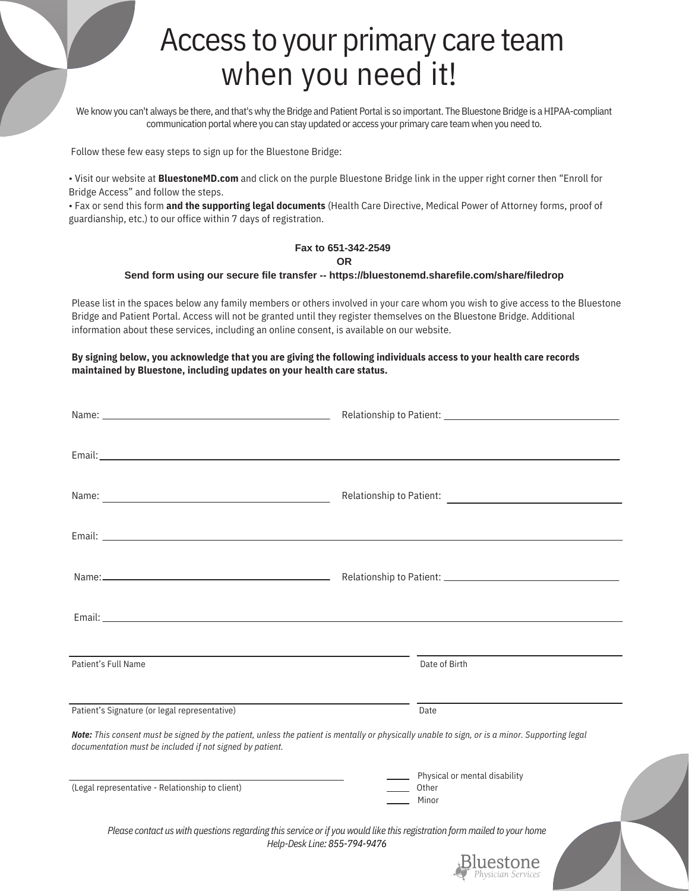# Access to your primary care team when you need it!

We know you can't always be there, and that's why the Bridge and Patient Portal is so important. The Bluestone Bridge is a HIPAA-compliant communication portal where you can stay updated or access your primary care team when you need to.

Follow these few easy steps to sign up for the Bluestone Bridge:

- Visit our website at **BluestoneMD.com** and click on the purple Bluestone Bridge link in the upper right corner then "Enroll for Bridge Access" and follow the steps.
- Fax or send this form **and the supporting legal documents** (Health Care Directive, Medical Power of Attorney forms, proof of guardianship, etc.) to our office within 7 days of registration.

**Fax to 651-342-2549**

**OR**

**Send form using our secure file transfer -- https://bluestonemd.sharefile.com/share/filedrop**

Please list in the spaces below any family members or others involved in your care whom you wish to give access to the Bluestone Bridge and Patient Portal. Access will not be granted until they register themselves on the Bluestone Bridge. Additional information about these services, including an online consent, is available on our website.

**By signing below, you acknowledge that you are giving the following individuals access to your health care records maintained by Bluestone, including updates on your health care status.**

Name: ______________________ Relationship to Patient: ______________________

Email: ______________________

Name: ______________________ Relationship to Patient: ______________________

Email: ______________________

Name: ______________________ Relationship to Patient: ______________________

Email: ______________________

______________________ ______________________

Patient's Full Name Date of Birth

______________________ ______________________

Patient's Signature (or legal representative) Date

***Note:*** *This consent must be signed by the patient, unless the patient is mentally or physically unable to sign, or is a minor. Supporting legal documentation must be included if not signed by patient.*

______________________

(Legal representative - Relationship to client)

____ Physical or mental disability

____ Other

____ Minor

*Please contact us with questions regarding this service or if you would like this registration form mailed to your home*

*Help-Desk Line: 855-794-9476*

Bluestone Physician Services